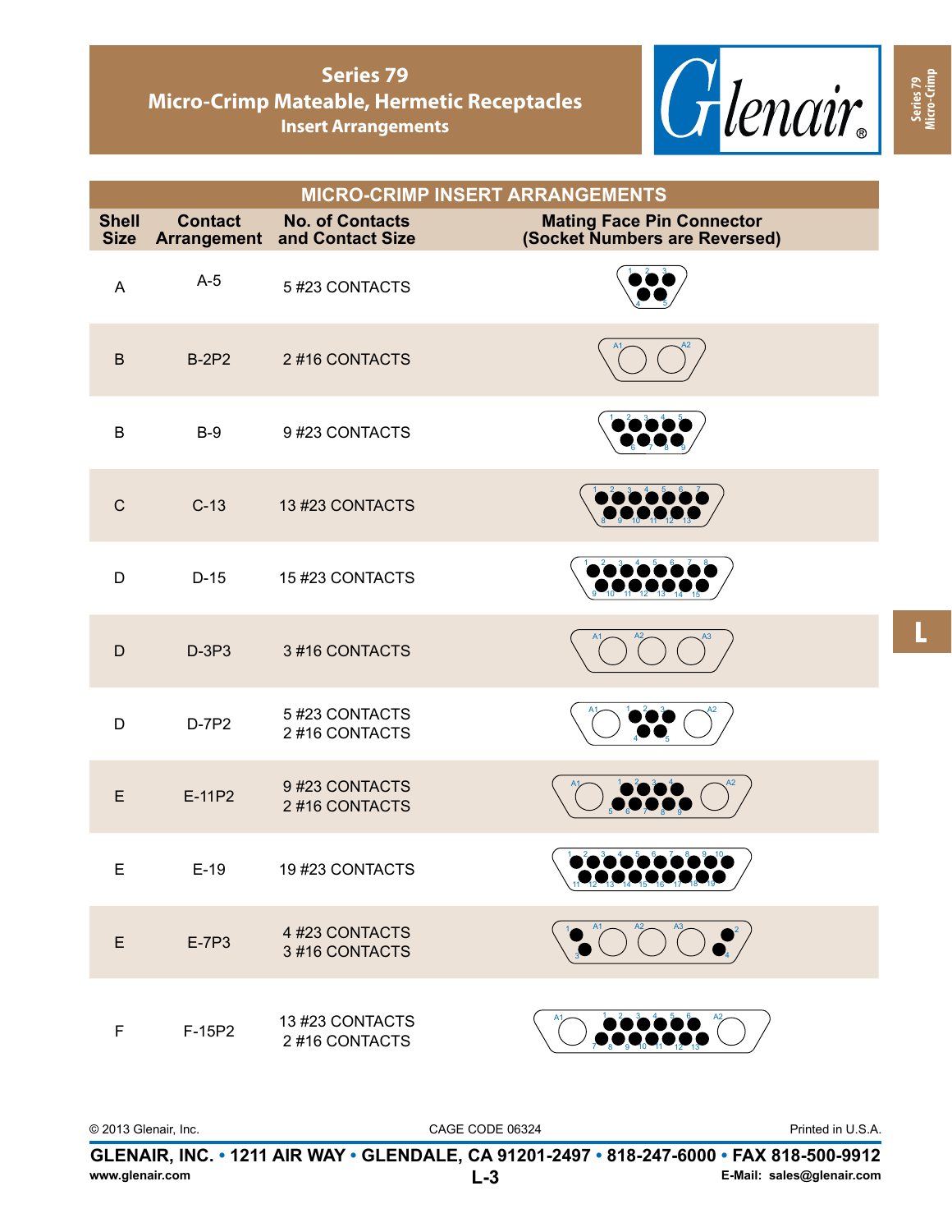# Series 79
## Micro-Crimp Mateable, Hermetic Receptacles
### Insert Arrangements

**MICRO-CRIMP INSERT ARRANGEMENTS**

| Shell Size | Contact Arrangement | No. of Contacts and Contact Size | Mating Face Pin Connector (Socket Numbers are Reversed) |
|---|---|---|---|
| A | A-5 | 5 #23 CONTACTS | 1 2 3 / 4 5 |
| B | B-2P2 | 2 #16 CONTACTS | A1 A2 |
| B | B-9 | 9 #23 CONTACTS | 1 2 3 4 5 / 6 7 8 9 |
| C | C-13 | 13 #23 CONTACTS | 1 2 3 4 5 6 7 / 8 9 10 11 12 13 |
| D | D-15 | 15 #23 CONTACTS | 1 2 3 4 5 6 7 8 / 9 10 11 12 13 14 15 |
| D | D-3P3 | 3 #16 CONTACTS | A1 A2 A3 |
| D | D-7P2 | 5 #23 CONTACTS<br>2 #16 CONTACTS | A1 1 2 3 A2 / 4 5 |
| E | E-11P2 | 9 #23 CONTACTS<br>2 #16 CONTACTS | A1 1 2 3 4 A2 / 5 6 7 8 9 |
| E | E-19 | 19 #23 CONTACTS | 1 2 3 4 5 6 7 8 9 10 / 11 12 13 14 15 16 17 18 19 |
| E | E-7P3 | 4 #23 CONTACTS<br>3 #16 CONTACTS | 1 A1 A2 A3 2 / 3 4 |
| F | F-15P2 | 13 #23 CONTACTS<br>2 #16 CONTACTS | A1 1 2 3 4 5 6 A2 / 7 8 9 10 11 12 13 |

© 2013 Glenair, Inc. CAGE CODE 06324 Printed in U.S.A.

**GLENAIR, INC. • 1211 AIR WAY • GLENDALE, CA 91201-2497 • 818-247-6000 • FAX 818-500-9912**

www.glenair.com E-Mail: sales@glenair.com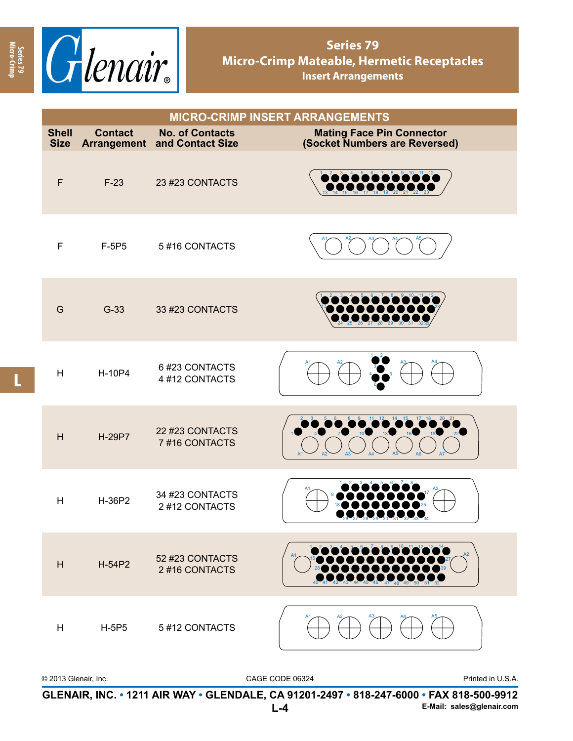# Series 79
## Micro-Crimp Mateable, Hermetic Receptacles
### Insert Arrangements

**MICRO-CRIMP INSERT ARRANGEMENTS**

| Shell Size | Contact Arrangement | No. of Contacts and Contact Size | Mating Face Pin Connector (Socket Numbers are Reversed) |
|---|---|---|---|
| F | F-23 | 23 #23 CONTACTS | |
| F | F-5P5 | 5 #16 CONTACTS | |
| G | G-33 | 33 #23 CONTACTS | |
| H | H-10P4 | 6 #23 CONTACTS<br>4 #12 CONTACTS | |
| H | H-29P7 | 22 #23 CONTACTS<br>7 #16 CONTACTS | |
| H | H-36P2 | 34 #23 CONTACTS<br>2 #12 CONTACTS | |
| H | H-54P2 | 52 #23 CONTACTS<br>2 #16 CONTACTS | |
| H | H-5P5 | 5 #12 CONTACTS | |

© 2013 Glenair, Inc. CAGE CODE 06324 Printed in U.S.A.

**GLENAIR, INC. • 1211 AIR WAY • GLENDALE, CA 91201-2497 • 818-247-6000 • FAX 818-500-9912**
**E-Mail: sales@glenair.com**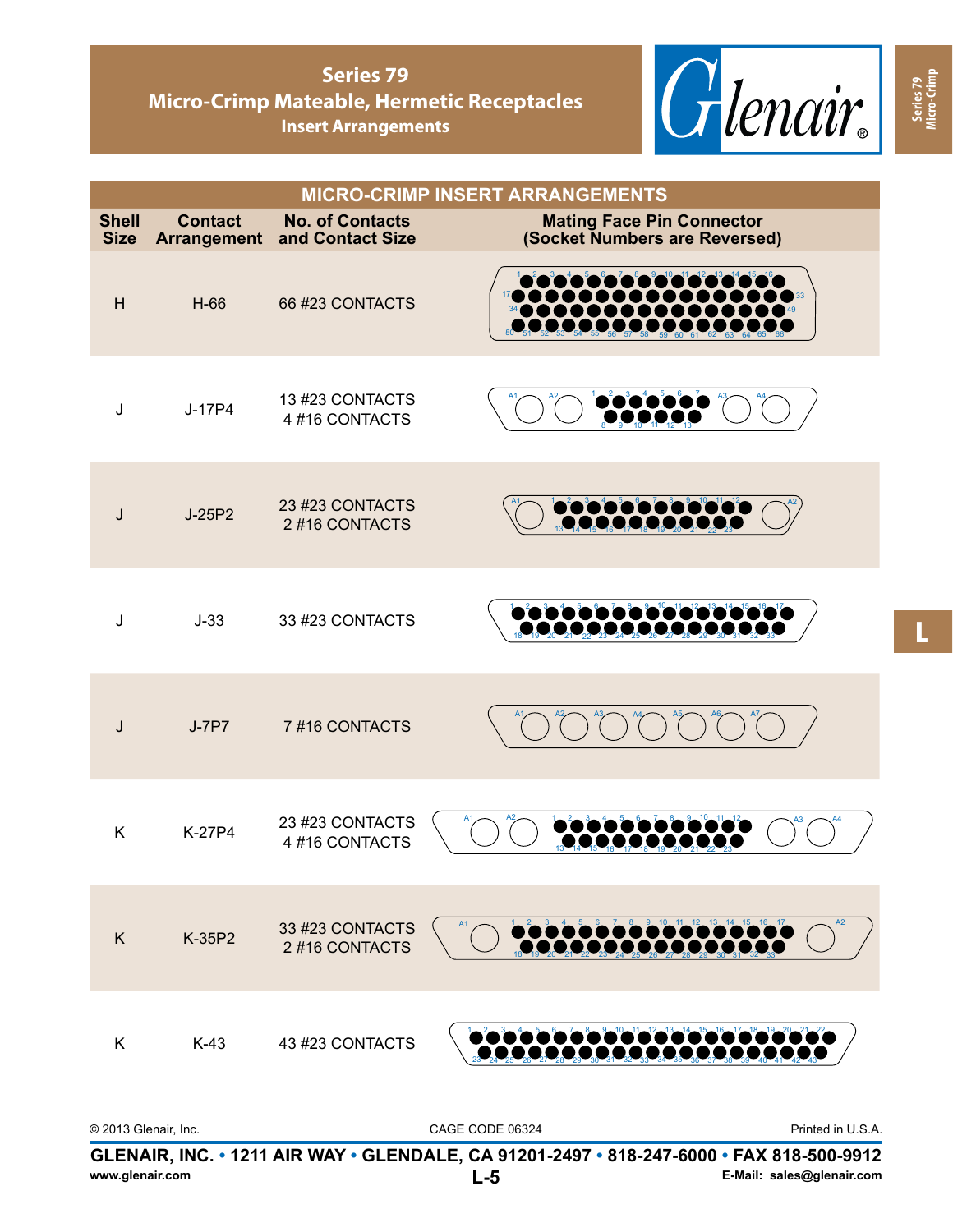# Series 79
## Micro-Crimp Mateable, Hermetic Receptacles
### Insert Arrangements

| MICRO-CRIMP INSERT ARRANGEMENTS | | | |
|---|---|---|---|
| **Shell Size** | **Contact Arrangement** | **No. of Contacts and Contact Size** | **Mating Face Pin Connector (Socket Numbers are Reversed)** |
| H | H-66 | 66 #23 CONTACTS | |
| J | J-17P4 | 13 #23 CONTACTS<br>4 #16 CONTACTS | |
| J | J-25P2 | 23 #23 CONTACTS<br>2 #16 CONTACTS | |
| J | J-33 | 33 #23 CONTACTS | |
| J | J-7P7 | 7 #16 CONTACTS | |
| K | K-27P4 | 23 #23 CONTACTS<br>4 #16 CONTACTS | |
| K | K-35P2 | 33 #23 CONTACTS<br>2 #16 CONTACTS | |
| K | K-43 | 43 #23 CONTACTS | |

© 2013 Glenair, Inc. CAGE CODE 06324 Printed in U.S.A.

**GLENAIR, INC. • 1211 AIR WAY • GLENDALE, CA 91201-2497 • 818-247-6000 • FAX 818-500-9912**

www.glenair.com E-Mail: sales@glenair.com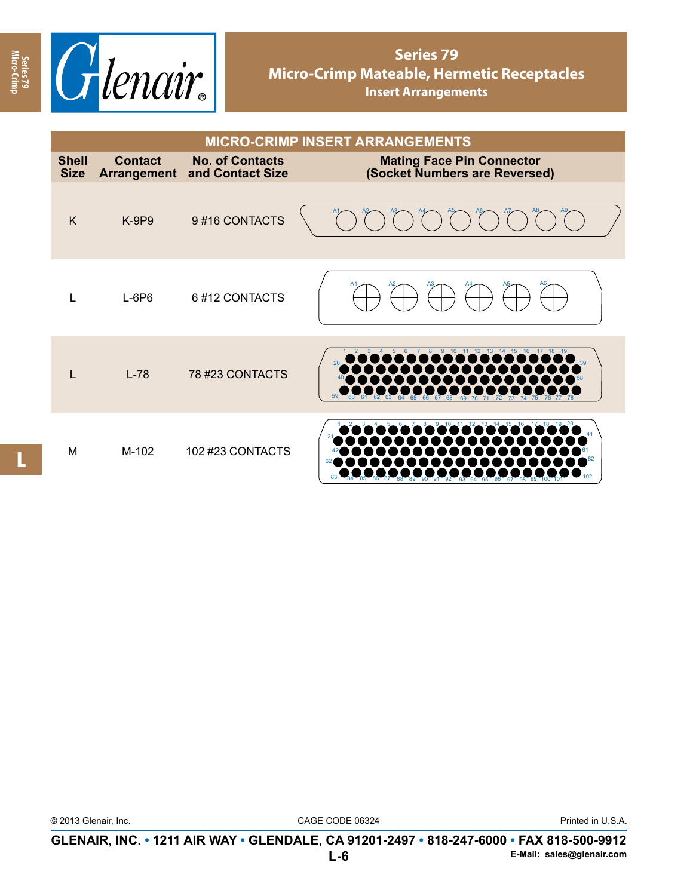# Series 79
## Micro-Crimp Mateable, Hermetic Receptacles
### Insert Arrangements

| MICRO-CRIMP INSERT ARRANGEMENTS | | | |
|---|---|---|---|
| Shell Size | Contact Arrangement | No. of Contacts and Contact Size | Mating Face Pin Connector (Socket Numbers are Reversed) |
| K | K-9P9 | 9 #16 CONTACTS | A1 A2 A3 A4 A5 A6 A7 A8 A9 |
| L | L-6P6 | 6 #12 CONTACTS | A1 A2 A3 A4 A5 A6 |
| L | L-78 | 78 #23 CONTACTS | 1 2 3 4 5 6 7 8 9 10 11 12 13 14 15 16 17 18 19 20 39 40 58 59 60 61 62 63 64 65 66 67 68 69 70 71 72 73 74 75 76 77 78 |
| M | M-102 | 102 #23 CONTACTS | 1 2 3 4 5 6 7 8 9 10 11 12 13 14 15 16 17 18 19 20 21 41 42 61 62 82 83 84 85 86 87 88 89 90 91 92 93 94 95 96 97 98 99 100 101 102 |

© 2013 Glenair, Inc. CAGE CODE 06324 Printed in U.S.A.

**GLENAIR, INC. • 1211 AIR WAY • GLENDALE, CA 91201-2497 • 818-247-6000 • FAX 818-500-9912**

**E-Mail: sales@glenair.com**